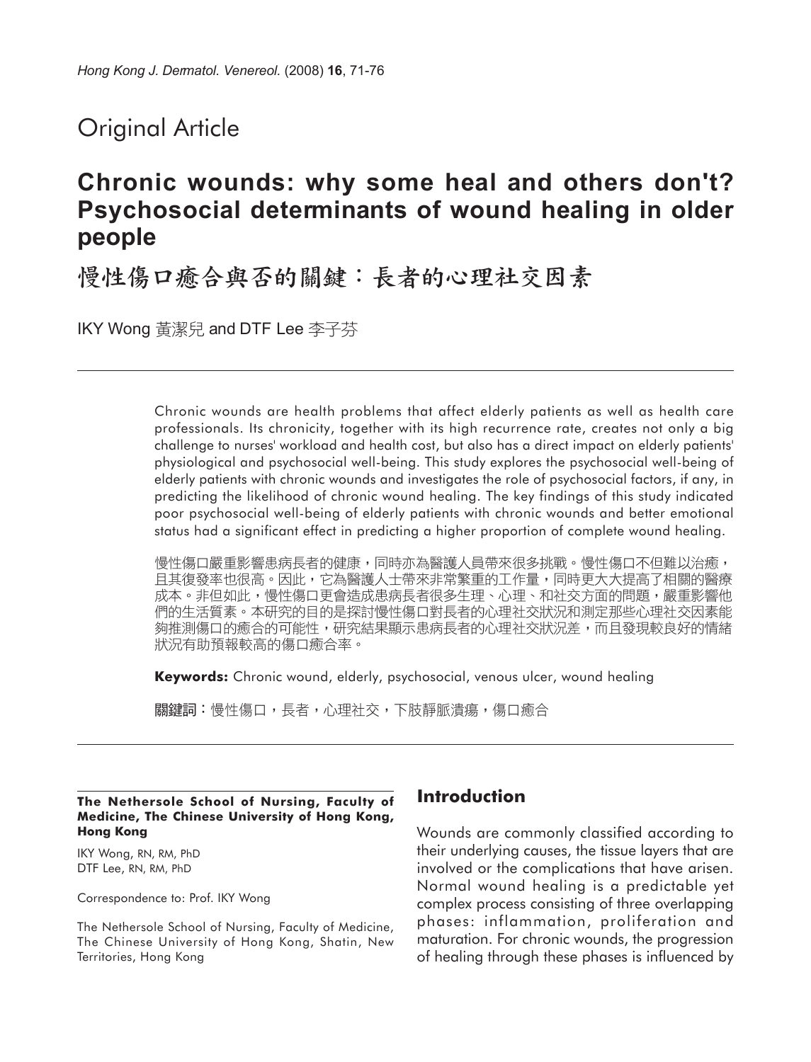Original Article

# Chronic wounds: why some heal and others don't? Psychosocial determinants of wound healing in older people

# 慢性傷口癒合與否的關鍵：長者的心理社交因素

IKY Wong 黃潔兒 and DTF Lee 李子芬

Chronic wounds are health problems that affect elderly patients as well as health care professionals. Its chronicity, together with its high recurrence rate, creates not only a big challenge to nurses' workload and health cost, but also has a direct impact on elderly patients' physiological and psychosocial well-being. This study explores the psychosocial well-being of elderly patients with chronic wounds and investigates the role of psychosocial factors, if any, in predicting the likelihood of chronic wound healing. The key findings of this study indicated poor psychosocial well-being of elderly patients with chronic wounds and better emotional status had a significant effect in predicting a higher proportion of complete wound healing.

慢性傷口嚴重影響患病長者的健康，同時亦為醫護人員帶來很多挑戰。慢性傷口不但難以治癒，且其復發率也很高。因此，它為醫護人士帶來非常繁重的工作量，同時更大大提高了相關的醫療成本。非但如此，慢性傷口更會造成患病長者很多生理、心理、和社交方面的問題，嚴重影響他們的生活質素。本研究的目的是探討慢性傷口對長者的心理社交狀況和測定那些心理社交因素能夠推測傷口的癒合的可能性，研究結果顯示患病長者的心理社交狀況差，而且發現較良好的情緒狀況有助預報較高的傷口癒合率。

**Keywords:** Chronic wound, elderly, psychosocial, venous ulcer, wound healing

關鍵詞：慢性傷口，長者，心理社交，下肢靜脈潰瘍，傷口癒合

**The Nethersole School of Nursing, Faculty of Medicine, The Chinese University of Hong Kong, Hong Kong**

IKY Wong, RN, RM, PhD
DTF Lee, RN, RM, PhD

Correspondence to: Prof. IKY Wong

The Nethersole School of Nursing, Faculty of Medicine, The Chinese University of Hong Kong, Shatin, New Territories, Hong Kong

## Introduction

Wounds are commonly classified according to their underlying causes, the tissue layers that are involved or the complications that have arisen. Normal wound healing is a predictable yet complex process consisting of three overlapping phases: inflammation, proliferation and maturation. For chronic wounds, the progression of healing through these phases is influenced by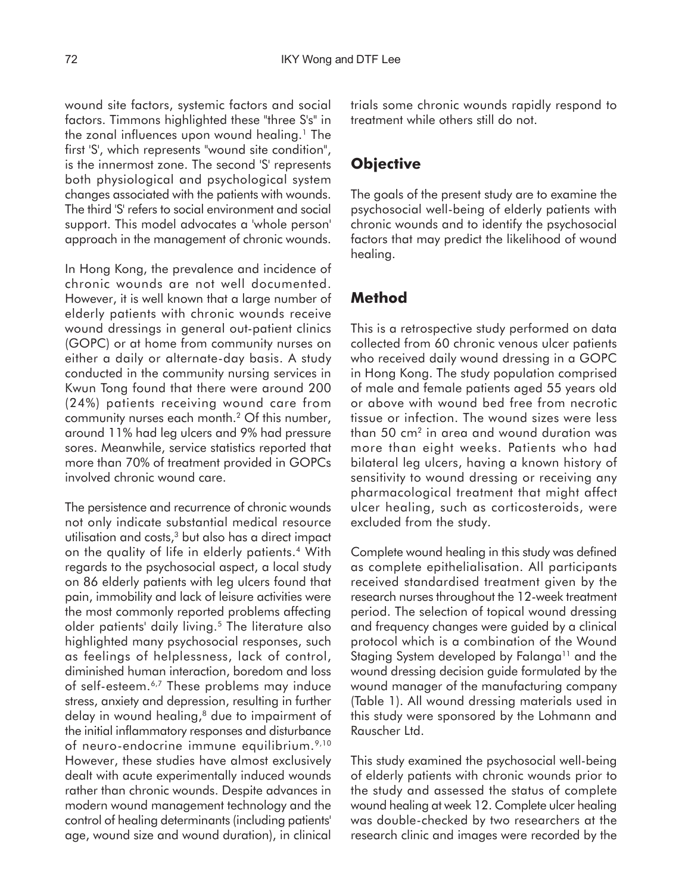wound site factors, systemic factors and social factors. Timmons highlighted these "three S's" in the zonal influences upon wound healing.[1] The first 'S', which represents "wound site condition", is the innermost zone. The second 'S' represents both physiological and psychological system changes associated with the patients with wounds. The third 'S' refers to social environment and social support. This model advocates a 'whole person' approach in the management of chronic wounds.

In Hong Kong, the prevalence and incidence of chronic wounds are not well documented. However, it is well known that a large number of elderly patients with chronic wounds receive wound dressings in general out-patient clinics (GOPC) or at home from community nurses on either a daily or alternate-day basis. A study conducted in the community nursing services in Kwun Tong found that there were around 200 (24%) patients receiving wound care from community nurses each month.[2] Of this number, around 11% had leg ulcers and 9% had pressure sores. Meanwhile, service statistics reported that more than 70% of treatment provided in GOPCs involved chronic wound care.

The persistence and recurrence of chronic wounds not only indicate substantial medical resource utilisation and costs,[3] but also has a direct impact on the quality of life in elderly patients.[4] With regards to the psychosocial aspect, a local study on 86 elderly patients with leg ulcers found that pain, immobility and lack of leisure activities were the most commonly reported problems affecting older patients' daily living.[5] The literature also highlighted many psychosocial responses, such as feelings of helplessness, lack of control, diminished human interaction, boredom and loss of self-esteem.[6,7] These problems may induce stress, anxiety and depression, resulting in further delay in wound healing,[8] due to impairment of the initial inflammatory responses and disturbance of neuro-endocrine immune equilibrium.[9,10] However, these studies have almost exclusively dealt with acute experimentally induced wounds rather than chronic wounds. Despite advances in modern wound management technology and the control of healing determinants (including patients' age, wound size and wound duration), in clinical trials some chronic wounds rapidly respond to treatment while others still do not.

## Objective

The goals of the present study are to examine the psychosocial well-being of elderly patients with chronic wounds and to identify the psychosocial factors that may predict the likelihood of wound healing.

## Method

This is a retrospective study performed on data collected from 60 chronic venous ulcer patients who received daily wound dressing in a GOPC in Hong Kong. The study population comprised of male and female patients aged 55 years old or above with wound bed free from necrotic tissue or infection. The wound sizes were less than 50 $cm^2$ in area and wound duration was more than eight weeks. Patients who had bilateral leg ulcers, having a known history of sensitivity to wound dressing or receiving any pharmacological treatment that might affect ulcer healing, such as corticosteroids, were excluded from the study.

Complete wound healing in this study was defined as complete epithelialisation. All participants received standardised treatment given by the research nurses throughout the 12-week treatment period. The selection of topical wound dressing and frequency changes were guided by a clinical protocol which is a combination of the Wound Staging System developed by Falanga[11] and the wound dressing decision guide formulated by the wound manager of the manufacturing company (Table 1). All wound dressing materials used in this study were sponsored by the Lohmann and Rauscher Ltd.

This study examined the psychosocial well-being of elderly patients with chronic wounds prior to the study and assessed the status of complete wound healing at week 12. Complete ulcer healing was double-checked by two researchers at the research clinic and images were recorded by the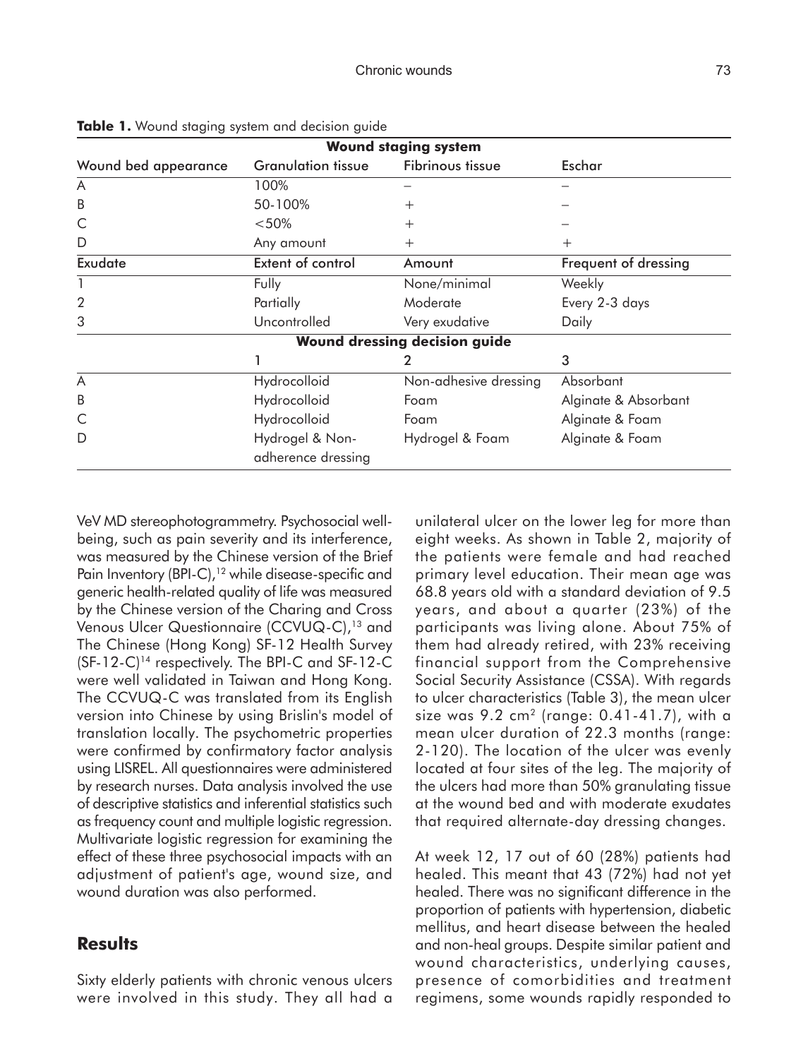**Table 1.** Wound staging system and decision guide

| Wound staging system | | | |
|---|---|---|---|
| Wound bed appearance | Granulation tissue | Fibrinous tissue | Eschar |
| A | 100% | – | – |
| B | 50-100% | + | – |
| C | <50% | + | – |
| D | Any amount | + | + |
| Exudate | Extent of control | Amount | Frequent of dressing |
| 1 | Fully | None/minimal | Weekly |
| 2 | Partially | Moderate | Every 2-3 days |
| 3 | Uncontrolled | Very exudative | Daily |
| **Wound dressing decision guide** | | | |
| | 1 | 2 | 3 |
| A | Hydrocolloid | Non-adhesive dressing | Absorbant |
| B | Hydrocolloid | Foam | Alginate & Absorbant |
| C | Hydrocolloid | Foam | Alginate & Foam |
| D | Hydrogel & Non-adherence dressing | Hydrogel & Foam | Alginate & Foam |

VeV MD stereophotogrammetry. Psychosocial well-being, such as pain severity and its interference, was measured by the Chinese version of the Brief Pain Inventory (BPI-C),[12] while disease-specific and generic health-related quality of life was measured by the Chinese version of the Charing and Cross Venous Ulcer Questionnaire (CCVUQ-C),[13] and The Chinese (Hong Kong) SF-12 Health Survey (SF-12-C)[14] respectively. The BPI-C and SF-12-C were well validated in Taiwan and Hong Kong. The CCVUQ-C was translated from its English version into Chinese by using Brislin's model of translation locally. The psychometric properties were confirmed by confirmatory factor analysis using LISREL. All questionnaires were administered by research nurses. Data analysis involved the use of descriptive statistics and inferential statistics such as frequency count and multiple logistic regression. Multivariate logistic regression for examining the effect of these three psychosocial impacts with an adjustment of patient's age, wound size, and wound duration was also performed.

## Results

Sixty elderly patients with chronic venous ulcers were involved in this study. They all had a unilateral ulcer on the lower leg for more than eight weeks. As shown in Table 2, majority of the patients were female and had reached primary level education. Their mean age was 68.8 years old with a standard deviation of 9.5 years, and about a quarter (23%) of the participants was living alone. About 75% of them had already retired, with 23% receiving financial support from the Comprehensive Social Security Assistance (CSSA). With regards to ulcer characteristics (Table 3), the mean ulcer size was 9.2 $cm^2$ (range: 0.41-41.7), with a mean ulcer duration of 22.3 months (range: 2-120). The location of the ulcer was evenly located at four sites of the leg. The majority of the ulcers had more than 50% granulating tissue at the wound bed and with moderate exudates that required alternate-day dressing changes.

At week 12, 17 out of 60 (28%) patients had healed. This meant that 43 (72%) had not yet healed. There was no significant difference in the proportion of patients with hypertension, diabetic mellitus, and heart disease between the healed and non-heal groups. Despite similar patient and wound characteristics, underlying causes, presence of comorbidities and treatment regimens, some wounds rapidly responded to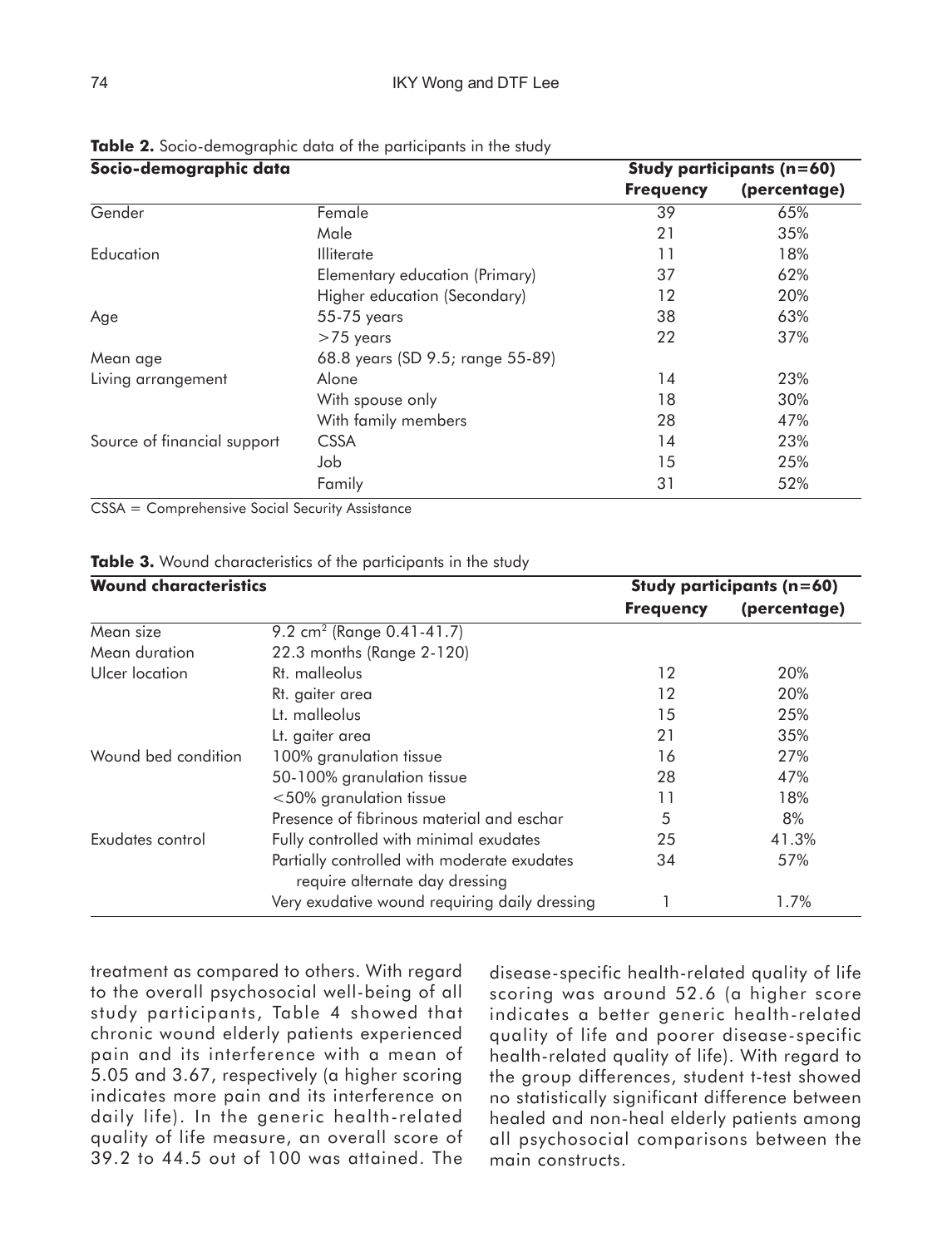**Table 2.** Socio-demographic data of the participants in the study

| Socio-demographic data | | Study participants (n=60) | |
|---|---|---|---|
| | | **Frequency** | **(percentage)** |
| Gender | Female | 39 | 65% |
| | Male | 21 | 35% |
| Education | Illiterate | 11 | 18% |
| | Elementary education (Primary) | 37 | 62% |
| | Higher education (Secondary) | 12 | 20% |
| Age | 55-75 years | 38 | 63% |
| | >75 years | 22 | 37% |
| Mean age | 68.8 years (SD 9.5; range 55-89) | | |
| Living arrangement | Alone | 14 | 23% |
| | With spouse only | 18 | 30% |
| | With family members | 28 | 47% |
| Source of financial support | CSSA | 14 | 23% |
| | Job | 15 | 25% |
| | Family | 31 | 52% |

CSSA = Comprehensive Social Security Assistance

**Table 3.** Wound characteristics of the participants in the study

| Wound characteristics | | Study participants (n=60) | |
|---|---|---|---|
| | | **Frequency** | **(percentage)** |
| Mean size | 9.2 $cm^2$ (Range 0.41-41.7) | | |
| Mean duration | 22.3 months (Range 2-120) | | |
| Ulcer location | Rt. malleolus | 12 | 20% |
| | Rt. gaiter area | 12 | 20% |
| | Lt. malleolus | 15 | 25% |
| | Lt. gaiter area | 21 | 35% |
| Wound bed condition | 100% granulation tissue | 16 | 27% |
| | 50-100% granulation tissue | 28 | 47% |
| | <50% granulation tissue | 11 | 18% |
| | Presence of fibrinous material and eschar | 5 | 8% |
| Exudates control | Fully controlled with minimal exudates | 25 | 41.3% |
| | Partially controlled with moderate exudates require alternate day dressing | 34 | 57% |
| | Very exudative wound requiring daily dressing | 1 | 1.7% |

treatment as compared to others. With regard to the overall psychosocial well-being of all study participants, Table 4 showed that chronic wound elderly patients experienced pain and its interference with a mean of 5.05 and 3.67, respectively (a higher scoring indicates more pain and its interference on daily life). In the generic health-related quality of life measure, an overall score of 39.2 to 44.5 out of 100 was attained. The disease-specific health-related quality of life scoring was around 52.6 (a higher score indicates a better generic health-related quality of life and poorer disease-specific health-related quality of life). With regard to the group differences, student t-test showed no statistically significant difference between healed and non-heal elderly patients among all psychosocial comparisons between the main constructs.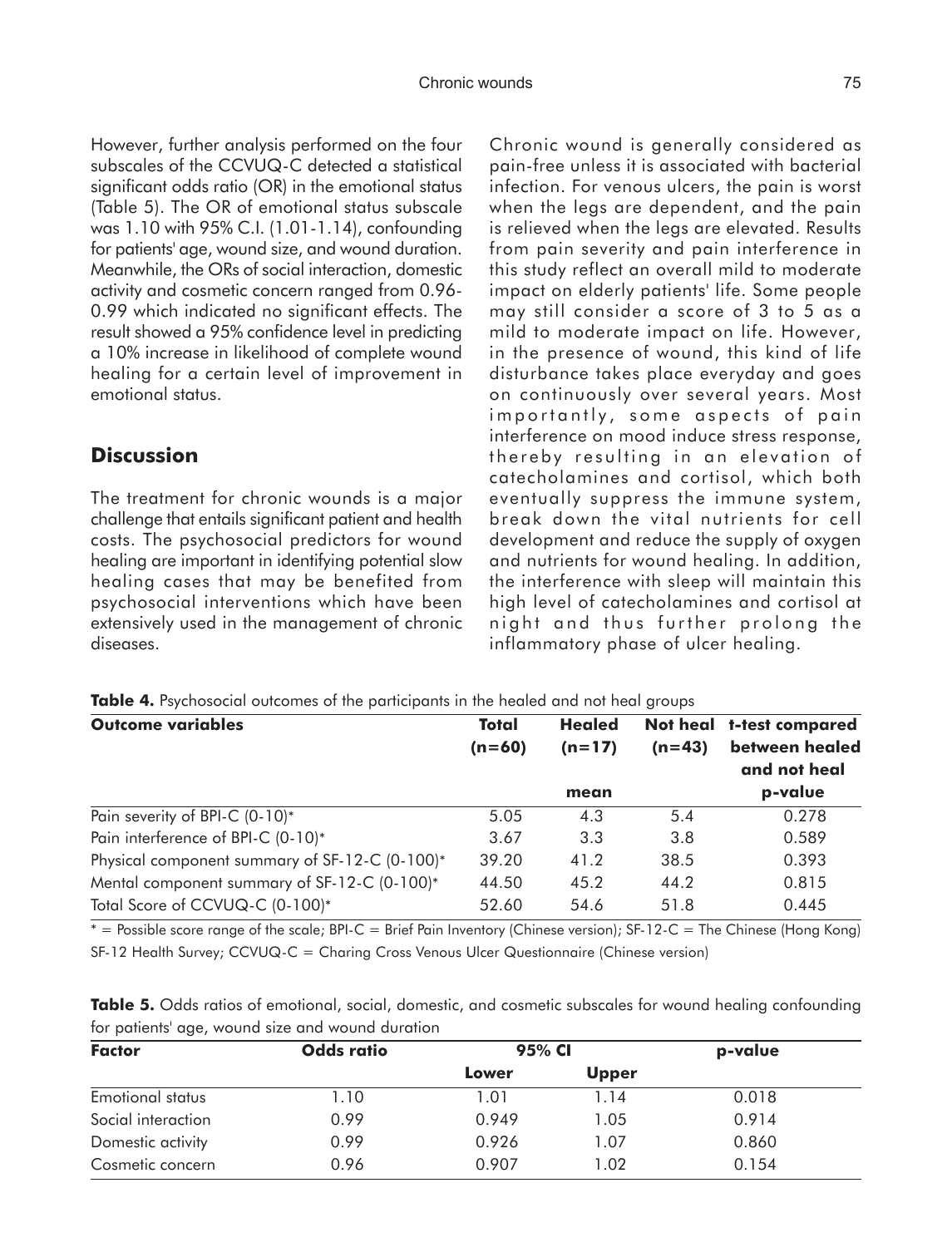However, further analysis performed on the four subscales of the CCVUQ-C detected a statistical significant odds ratio (OR) in the emotional status (Table 5). The OR of emotional status subscale was 1.10 with 95% C.I. (1.01-1.14), confounding for patients' age, wound size, and wound duration. Meanwhile, the ORs of social interaction, domestic activity and cosmetic concern ranged from 0.96-0.99 which indicated no significant effects. The result showed a 95% confidence level in predicting a 10% increase in likelihood of complete wound healing for a certain level of improvement in emotional status.

## Discussion

The treatment for chronic wounds is a major challenge that entails significant patient and health costs. The psychosocial predictors for wound healing are important in identifying potential slow healing cases that may be benefited from psychosocial interventions which have been extensively used in the management of chronic diseases.

Chronic wound is generally considered as pain-free unless it is associated with bacterial infection. For venous ulcers, the pain is worst when the legs are dependent, and the pain is relieved when the legs are elevated. Results from pain severity and pain interference in this study reflect an overall mild to moderate impact on elderly patients' life. Some people may still consider a score of 3 to 5 as a mild to moderate impact on life. However, in the presence of wound, this kind of life disturbance takes place everyday and goes on continuously over several years. Most importantly, some aspects of pain interference on mood induce stress response, thereby resulting in an elevation of catecholamines and cortisol, which both eventually suppress the immune system, break down the vital nutrients for cell development and reduce the supply of oxygen and nutrients for wound healing. In addition, the interference with sleep will maintain this high level of catecholamines and cortisol at night and thus further prolong the inflammatory phase of ulcer healing.

**Table 4.** Psychosocial outcomes of the participants in the healed and not heal groups

| Outcome variables | Total (n=60) | Healed (n=17) | Not heal (n=43) | t-test compared between healed and not heal |
|---|---|---|---|---|
| | | mean | | p-value |
| Pain severity of BPI-C (0-10)* | 5.05 | 4.3 | 5.4 | 0.278 |
| Pain interference of BPI-C (0-10)* | 3.67 | 3.3 | 3.8 | 0.589 |
| Physical component summary of SF-12-C (0-100)* | 39.20 | 41.2 | 38.5 | 0.393 |
| Mental component summary of SF-12-C (0-100)* | 44.50 | 45.2 | 44.2 | 0.815 |
| Total Score of CCVUQ-C (0-100)* | 52.60 | 54.6 | 51.8 | 0.445 |

* = Possible score range of the scale; BPI-C = Brief Pain Inventory (Chinese version); SF-12-C = The Chinese (Hong Kong) SF-12 Health Survey; CCVUQ-C = Charing Cross Venous Ulcer Questionnaire (Chinese version)

**Table 5.** Odds ratios of emotional, social, domestic, and cosmetic subscales for wound healing confounding for patients' age, wound size and wound duration

| Factor | Odds ratio | 95% CI | | p-value |
|---|---|---|---|---|
| | | Lower | Upper | |
| Emotional status | 1.10 | 1.01 | 1.14 | 0.018 |
| Social interaction | 0.99 | 0.949 | 1.05 | 0.914 |
| Domestic activity | 0.99 | 0.926 | 1.07 | 0.860 |
| Cosmetic concern | 0.96 | 0.907 | 1.02 | 0.154 |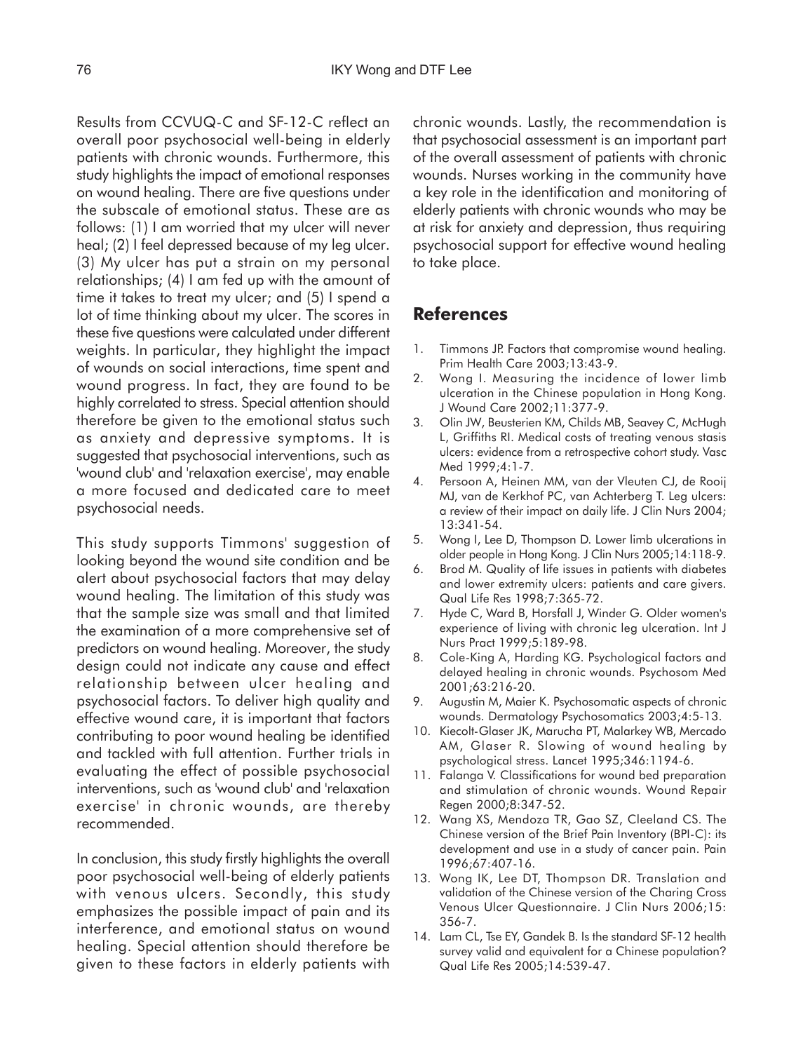Results from CCVUQ-C and SF-12-C reflect an overall poor psychosocial well-being in elderly patients with chronic wounds. Furthermore, this study highlights the impact of emotional responses on wound healing. There are five questions under the subscale of emotional status. These are as follows: (1) I am worried that my ulcer will never heal; (2) I feel depressed because of my leg ulcer. (3) My ulcer has put a strain on my personal relationships; (4) I am fed up with the amount of time it takes to treat my ulcer; and (5) I spend a lot of time thinking about my ulcer. The scores in these five questions were calculated under different weights. In particular, they highlight the impact of wounds on social interactions, time spent and wound progress. In fact, they are found to be highly correlated to stress. Special attention should therefore be given to the emotional status such as anxiety and depressive symptoms. It is suggested that psychosocial interventions, such as 'wound club' and 'relaxation exercise', may enable a more focused and dedicated care to meet psychosocial needs.

This study supports Timmons' suggestion of looking beyond the wound site condition and be alert about psychosocial factors that may delay wound healing. The limitation of this study was that the sample size was small and that limited the examination of a more comprehensive set of predictors on wound healing. Moreover, the study design could not indicate any cause and effect relationship between ulcer healing and psychosocial factors. To deliver high quality and effective wound care, it is important that factors contributing to poor wound healing be identified and tackled with full attention. Further trials in evaluating the effect of possible psychosocial interventions, such as 'wound club' and 'relaxation exercise' in chronic wounds, are thereby recommended.

In conclusion, this study firstly highlights the overall poor psychosocial well-being of elderly patients with venous ulcers. Secondly, this study emphasizes the possible impact of pain and its interference, and emotional status on wound healing. Special attention should therefore be given to these factors in elderly patients with chronic wounds. Lastly, the recommendation is that psychosocial assessment is an important part of the overall assessment of patients with chronic wounds. Nurses working in the community have a key role in the identification and monitoring of elderly patients with chronic wounds who may be at risk for anxiety and depression, thus requiring psychosocial support for effective wound healing to take place.

## References

1. Timmons JP. Factors that compromise wound healing. Prim Health Care 2003;13:43-9.
2. Wong I. Measuring the incidence of lower limb ulceration in the Chinese population in Hong Kong. J Wound Care 2002;11:377-9.
3. Olin JW, Beusterien KM, Childs MB, Seavey C, McHugh L, Griffiths RI. Medical costs of treating venous stasis ulcers: evidence from a retrospective cohort study. Vasc Med 1999;4:1-7.
4. Persoon A, Heinen MM, van der Vleuten CJ, de Rooij MJ, van de Kerkhof PC, van Achterberg T. Leg ulcers: a review of their impact on daily life. J Clin Nurs 2004; 13:341-54.
5. Wong I, Lee D, Thompson D. Lower limb ulcerations in older people in Hong Kong. J Clin Nurs 2005;14:118-9.
6. Brod M. Quality of life issues in patients with diabetes and lower extremity ulcers: patients and care givers. Qual Life Res 1998;7:365-72.
7. Hyde C, Ward B, Horsfall J, Winder G. Older women's experience of living with chronic leg ulceration. Int J Nurs Pract 1999;5:189-98.
8. Cole-King A, Harding KG. Psychological factors and delayed healing in chronic wounds. Psychosom Med 2001;63:216-20.
9. Augustin M, Maier K. Psychosomatic aspects of chronic wounds. Dermatology Psychosomatics 2003;4:5-13.
10. Kiecolt-Glaser JK, Marucha PT, Malarkey WB, Mercado AM, Glaser R. Slowing of wound healing by psychological stress. Lancet 1995;346:1194-6.
11. Falanga V. Classifications for wound bed preparation and stimulation of chronic wounds. Wound Repair Regen 2000;8:347-52.
12. Wang XS, Mendoza TR, Gao SZ, Cleeland CS. The Chinese version of the Brief Pain Inventory (BPI-C): its development and use in a study of cancer pain. Pain 1996;67:407-16.
13. Wong IK, Lee DT, Thompson DR. Translation and validation of the Chinese version of the Charing Cross Venous Ulcer Questionnaire. J Clin Nurs 2006;15: 356-7.
14. Lam CL, Tse EY, Gandek B. Is the standard SF-12 health survey valid and equivalent for a Chinese population? Qual Life Res 2005;14:539-47.